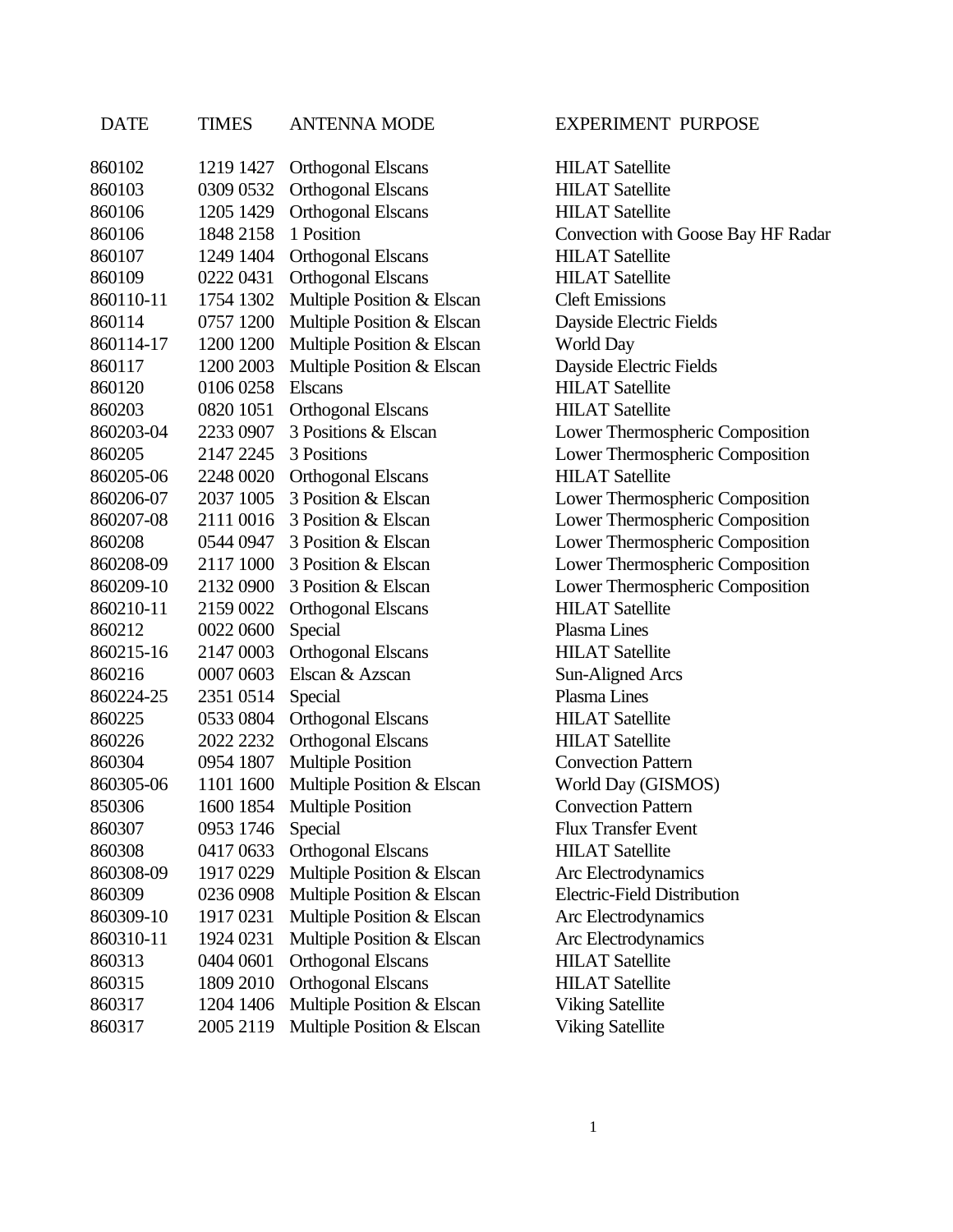| DATE | TIMES | ANTENNA MODE | EXPERIMENT PURPOSE |
|---|---|---|---|
| 860102 | 1219 1427 | Orthogonal Elscans | HILAT Satellite |
| 860103 | 0309 0532 | Orthogonal Elscans | HILAT Satellite |
| 860106 | 1205 1429 | Orthogonal Elscans | HILAT Satellite |
| 860106 | 1848 2158 | 1 Position | Convection with Goose Bay HF Radar |
| 860107 | 1249 1404 | Orthogonal Elscans | HILAT Satellite |
| 860109 | 0222 0431 | Orthogonal Elscans | HILAT Satellite |
| 860110-11 | 1754 1302 | Multiple Position & Elscan | Cleft Emissions |
| 860114 | 0757 1200 | Multiple Position & Elscan | Dayside Electric Fields |
| 860114-17 | 1200 1200 | Multiple Position & Elscan | World Day |
| 860117 | 1200 2003 | Multiple Position & Elscan | Dayside Electric Fields |
| 860120 | 0106 0258 | Elscans | HILAT Satellite |
| 860203 | 0820 1051 | Orthogonal Elscans | HILAT Satellite |
| 860203-04 | 2233 0907 | 3 Positions & Elscan | Lower Thermospheric Composition |
| 860205 | 2147 2245 | 3 Positions | Lower Thermospheric Composition |
| 860205-06 | 2248 0020 | Orthogonal Elscans | HILAT Satellite |
| 860206-07 | 2037 1005 | 3 Position & Elscan | Lower Thermospheric Composition |
| 860207-08 | 2111 0016 | 3 Position & Elscan | Lower Thermospheric Composition |
| 860208 | 0544 0947 | 3 Position & Elscan | Lower Thermospheric Composition |
| 860208-09 | 2117 1000 | 3 Position & Elscan | Lower Thermospheric Composition |
| 860209-10 | 2132 0900 | 3 Position & Elscan | Lower Thermospheric Composition |
| 860210-11 | 2159 0022 | Orthogonal Elscans | HILAT Satellite |
| 860212 | 0022 0600 | Special | Plasma Lines |
| 860215-16 | 2147 0003 | Orthogonal Elscans | HILAT Satellite |
| 860216 | 0007 0603 | Elscan & Azscan | Sun-Aligned Arcs |
| 860224-25 | 2351 0514 | Special | Plasma Lines |
| 860225 | 0533 0804 | Orthogonal Elscans | HILAT Satellite |
| 860226 | 2022 2232 | Orthogonal Elscans | HILAT Satellite |
| 860304 | 0954 1807 | Multiple Position | Convection Pattern |
| 860305-06 | 1101 1600 | Multiple Position & Elscan | World Day (GISMOS) |
| 850306 | 1600 1854 | Multiple Position | Convection Pattern |
| 860307 | 0953 1746 | Special | Flux Transfer Event |
| 860308 | 0417 0633 | Orthogonal Elscans | HILAT Satellite |
| 860308-09 | 1917 0229 | Multiple Position & Elscan | Arc Electrodynamics |
| 860309 | 0236 0908 | Multiple Position & Elscan | Electric-Field Distribution |
| 860309-10 | 1917 0231 | Multiple Position & Elscan | Arc Electrodynamics |
| 860310-11 | 1924 0231 | Multiple Position & Elscan | Arc Electrodynamics |
| 860313 | 0404 0601 | Orthogonal Elscans | HILAT Satellite |
| 860315 | 1809 2010 | Orthogonal Elscans | HILAT Satellite |
| 860317 | 1204 1406 | Multiple Position & Elscan | Viking Satellite |
| 860317 | 2005 2119 | Multiple Position & Elscan | Viking Satellite |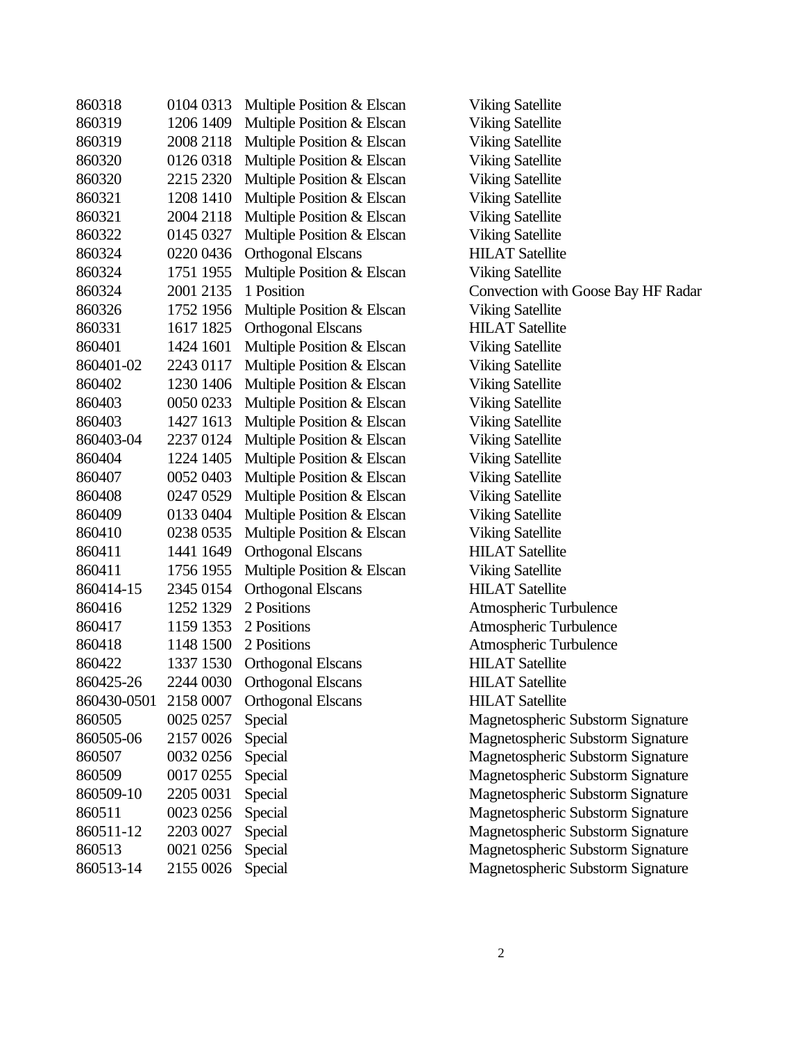| | | | |
|---|---|---|---|
| 860318 | 0104 0313 | Multiple Position & Elscan | Viking Satellite |
| 860319 | 1206 1409 | Multiple Position & Elscan | Viking Satellite |
| 860319 | 2008 2118 | Multiple Position & Elscan | Viking Satellite |
| 860320 | 0126 0318 | Multiple Position & Elscan | Viking Satellite |
| 860320 | 2215 2320 | Multiple Position & Elscan | Viking Satellite |
| 860321 | 1208 1410 | Multiple Position & Elscan | Viking Satellite |
| 860321 | 2004 2118 | Multiple Position & Elscan | Viking Satellite |
| 860322 | 0145 0327 | Multiple Position & Elscan | Viking Satellite |
| 860324 | 0220 0436 | Orthogonal Elscans | HILAT Satellite |
| 860324 | 1751 1955 | Multiple Position & Elscan | Viking Satellite |
| 860324 | 2001 2135 | 1 Position | Convection with Goose Bay HF Radar |
| 860326 | 1752 1956 | Multiple Position & Elscan | Viking Satellite |
| 860331 | 1617 1825 | Orthogonal Elscans | HILAT Satellite |
| 860401 | 1424 1601 | Multiple Position & Elscan | Viking Satellite |
| 860401-02 | 2243 0117 | Multiple Position & Elscan | Viking Satellite |
| 860402 | 1230 1406 | Multiple Position & Elscan | Viking Satellite |
| 860403 | 0050 0233 | Multiple Position & Elscan | Viking Satellite |
| 860403 | 1427 1613 | Multiple Position & Elscan | Viking Satellite |
| 860403-04 | 2237 0124 | Multiple Position & Elscan | Viking Satellite |
| 860404 | 1224 1405 | Multiple Position & Elscan | Viking Satellite |
| 860407 | 0052 0403 | Multiple Position & Elscan | Viking Satellite |
| 860408 | 0247 0529 | Multiple Position & Elscan | Viking Satellite |
| 860409 | 0133 0404 | Multiple Position & Elscan | Viking Satellite |
| 860410 | 0238 0535 | Multiple Position & Elscan | Viking Satellite |
| 860411 | 1441 1649 | Orthogonal Elscans | HILAT Satellite |
| 860411 | 1756 1955 | Multiple Position & Elscan | Viking Satellite |
| 860414-15 | 2345 0154 | Orthogonal Elscans | HILAT Satellite |
| 860416 | 1252 1329 | 2 Positions | Atmospheric Turbulence |
| 860417 | 1159 1353 | 2 Positions | Atmospheric Turbulence |
| 860418 | 1148 1500 | 2 Positions | Atmospheric Turbulence |
| 860422 | 1337 1530 | Orthogonal Elscans | HILAT Satellite |
| 860425-26 | 2244 0030 | Orthogonal Elscans | HILAT Satellite |
| 860430-0501 | 2158 0007 | Orthogonal Elscans | HILAT Satellite |
| 860505 | 0025 0257 | Special | Magnetospheric Substorm Signature |
| 860505-06 | 2157 0026 | Special | Magnetospheric Substorm Signature |
| 860507 | 0032 0256 | Special | Magnetospheric Substorm Signature |
| 860509 | 0017 0255 | Special | Magnetospheric Substorm Signature |
| 860509-10 | 2205 0031 | Special | Magnetospheric Substorm Signature |
| 860511 | 0023 0256 | Special | Magnetospheric Substorm Signature |
| 860511-12 | 2203 0027 | Special | Magnetospheric Substorm Signature |
| 860513 | 0021 0256 | Special | Magnetospheric Substorm Signature |
| 860513-14 | 2155 0026 | Special | Magnetospheric Substorm Signature |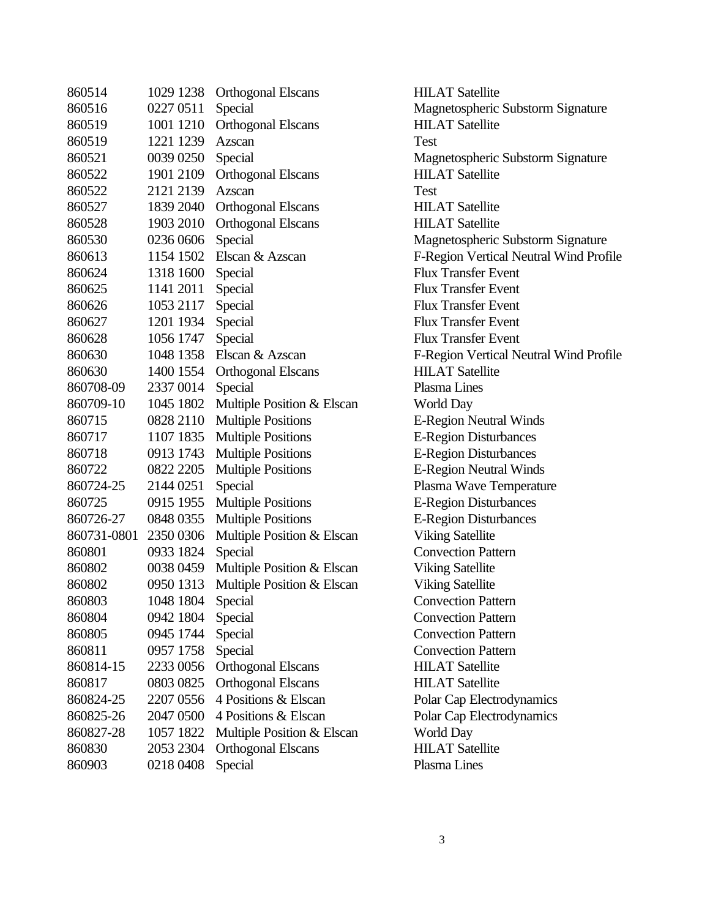| | | | |
|---|---|---|---|
| 860514 | 1029 1238 | Orthogonal Elscans | HILAT Satellite |
| 860516 | 0227 0511 | Special | Magnetospheric Substorm Signature |
| 860519 | 1001 1210 | Orthogonal Elscans | HILAT Satellite |
| 860519 | 1221 1239 | Azscan | Test |
| 860521 | 0039 0250 | Special | Magnetospheric Substorm Signature |
| 860522 | 1901 2109 | Orthogonal Elscans | HILAT Satellite |
| 860522 | 2121 2139 | Azscan | Test |
| 860527 | 1839 2040 | Orthogonal Elscans | HILAT Satellite |
| 860528 | 1903 2010 | Orthogonal Elscans | HILAT Satellite |
| 860530 | 0236 0606 | Special | Magnetospheric Substorm Signature |
| 860613 | 1154 1502 | Elscan & Azscan | F-Region Vertical Neutral Wind Profile |
| 860624 | 1318 1600 | Special | Flux Transfer Event |
| 860625 | 1141 2011 | Special | Flux Transfer Event |
| 860626 | 1053 2117 | Special | Flux Transfer Event |
| 860627 | 1201 1934 | Special | Flux Transfer Event |
| 860628 | 1056 1747 | Special | Flux Transfer Event |
| 860630 | 1048 1358 | Elscan & Azscan | F-Region Vertical Neutral Wind Profile |
| 860630 | 1400 1554 | Orthogonal Elscans | HILAT Satellite |
| 860708-09 | 2337 0014 | Special | Plasma Lines |
| 860709-10 | 1045 1802 | Multiple Position & Elscan | World Day |
| 860715 | 0828 2110 | Multiple Positions | E-Region Neutral Winds |
| 860717 | 1107 1835 | Multiple Positions | E-Region Disturbances |
| 860718 | 0913 1743 | Multiple Positions | E-Region Disturbances |
| 860722 | 0822 2205 | Multiple Positions | E-Region Neutral Winds |
| 860724-25 | 2144 0251 | Special | Plasma Wave Temperature |
| 860725 | 0915 1955 | Multiple Positions | E-Region Disturbances |
| 860726-27 | 0848 0355 | Multiple Positions | E-Region Disturbances |
| 860731-0801 | 2350 0306 | Multiple Position & Elscan | Viking Satellite |
| 860801 | 0933 1824 | Special | Convection Pattern |
| 860802 | 0038 0459 | Multiple Position & Elscan | Viking Satellite |
| 860802 | 0950 1313 | Multiple Position & Elscan | Viking Satellite |
| 860803 | 1048 1804 | Special | Convection Pattern |
| 860804 | 0942 1804 | Special | Convection Pattern |
| 860805 | 0945 1744 | Special | Convection Pattern |
| 860811 | 0957 1758 | Special | Convection Pattern |
| 860814-15 | 2233 0056 | Orthogonal Elscans | HILAT Satellite |
| 860817 | 0803 0825 | Orthogonal Elscans | HILAT Satellite |
| 860824-25 | 2207 0556 | 4 Positions & Elscan | Polar Cap Electrodynamics |
| 860825-26 | 2047 0500 | 4 Positions & Elscan | Polar Cap Electrodynamics |
| 860827-28 | 1057 1822 | Multiple Position & Elscan | World Day |
| 860830 | 2053 2304 | Orthogonal Elscans | HILAT Satellite |
| 860903 | 0218 0408 | Special | Plasma Lines |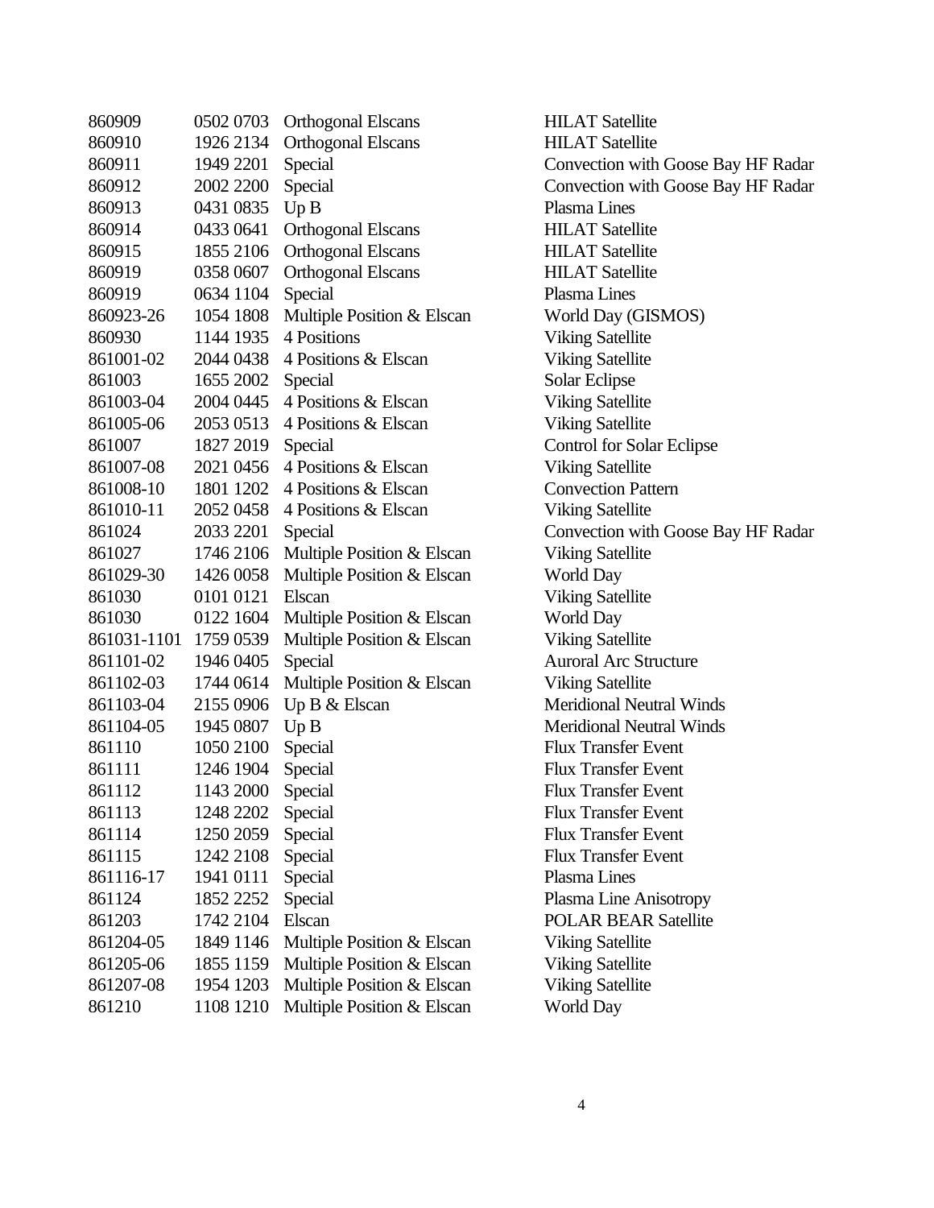| | | | |
|---|---|---|---|
| 860909 | 0502 0703 | Orthogonal Elscans | HILAT Satellite |
| 860910 | 1926 2134 | Orthogonal Elscans | HILAT Satellite |
| 860911 | 1949 2201 | Special | Convection with Goose Bay HF Radar |
| 860912 | 2002 2200 | Special | Convection with Goose Bay HF Radar |
| 860913 | 0431 0835 | Up B | Plasma Lines |
| 860914 | 0433 0641 | Orthogonal Elscans | HILAT Satellite |
| 860915 | 1855 2106 | Orthogonal Elscans | HILAT Satellite |
| 860919 | 0358 0607 | Orthogonal Elscans | HILAT Satellite |
| 860919 | 0634 1104 | Special | Plasma Lines |
| 860923-26 | 1054 1808 | Multiple Position & Elscan | World Day (GISMOS) |
| 860930 | 1144 1935 | 4 Positions | Viking Satellite |
| 861001-02 | 2044 0438 | 4 Positions & Elscan | Viking Satellite |
| 861003 | 1655 2002 | Special | Solar Eclipse |
| 861003-04 | 2004 0445 | 4 Positions & Elscan | Viking Satellite |
| 861005-06 | 2053 0513 | 4 Positions & Elscan | Viking Satellite |
| 861007 | 1827 2019 | Special | Control for Solar Eclipse |
| 861007-08 | 2021 0456 | 4 Positions & Elscan | Viking Satellite |
| 861008-10 | 1801 1202 | 4 Positions & Elscan | Convection Pattern |
| 861010-11 | 2052 0458 | 4 Positions & Elscan | Viking Satellite |
| 861024 | 2033 2201 | Special | Convection with Goose Bay HF Radar |
| 861027 | 1746 2106 | Multiple Position & Elscan | Viking Satellite |
| 861029-30 | 1426 0058 | Multiple Position & Elscan | World Day |
| 861030 | 0101 0121 | Elscan | Viking Satellite |
| 861030 | 0122 1604 | Multiple Position & Elscan | World Day |
| 861031-1101 | 1759 0539 | Multiple Position & Elscan | Viking Satellite |
| 861101-02 | 1946 0405 | Special | Auroral Arc Structure |
| 861102-03 | 1744 0614 | Multiple Position & Elscan | Viking Satellite |
| 861103-04 | 2155 0906 | Up B & Elscan | Meridional Neutral Winds |
| 861104-05 | 1945 0807 | Up B | Meridional Neutral Winds |
| 861110 | 1050 2100 | Special | Flux Transfer Event |
| 861111 | 1246 1904 | Special | Flux Transfer Event |
| 861112 | 1143 2000 | Special | Flux Transfer Event |
| 861113 | 1248 2202 | Special | Flux Transfer Event |
| 861114 | 1250 2059 | Special | Flux Transfer Event |
| 861115 | 1242 2108 | Special | Flux Transfer Event |
| 861116-17 | 1941 0111 | Special | Plasma Lines |
| 861124 | 1852 2252 | Special | Plasma Line Anisotropy |
| 861203 | 1742 2104 | Elscan | POLAR BEAR Satellite |
| 861204-05 | 1849 1146 | Multiple Position & Elscan | Viking Satellite |
| 861205-06 | 1855 1159 | Multiple Position & Elscan | Viking Satellite |
| 861207-08 | 1954 1203 | Multiple Position & Elscan | Viking Satellite |
| 861210 | 1108 1210 | Multiple Position & Elscan | World Day |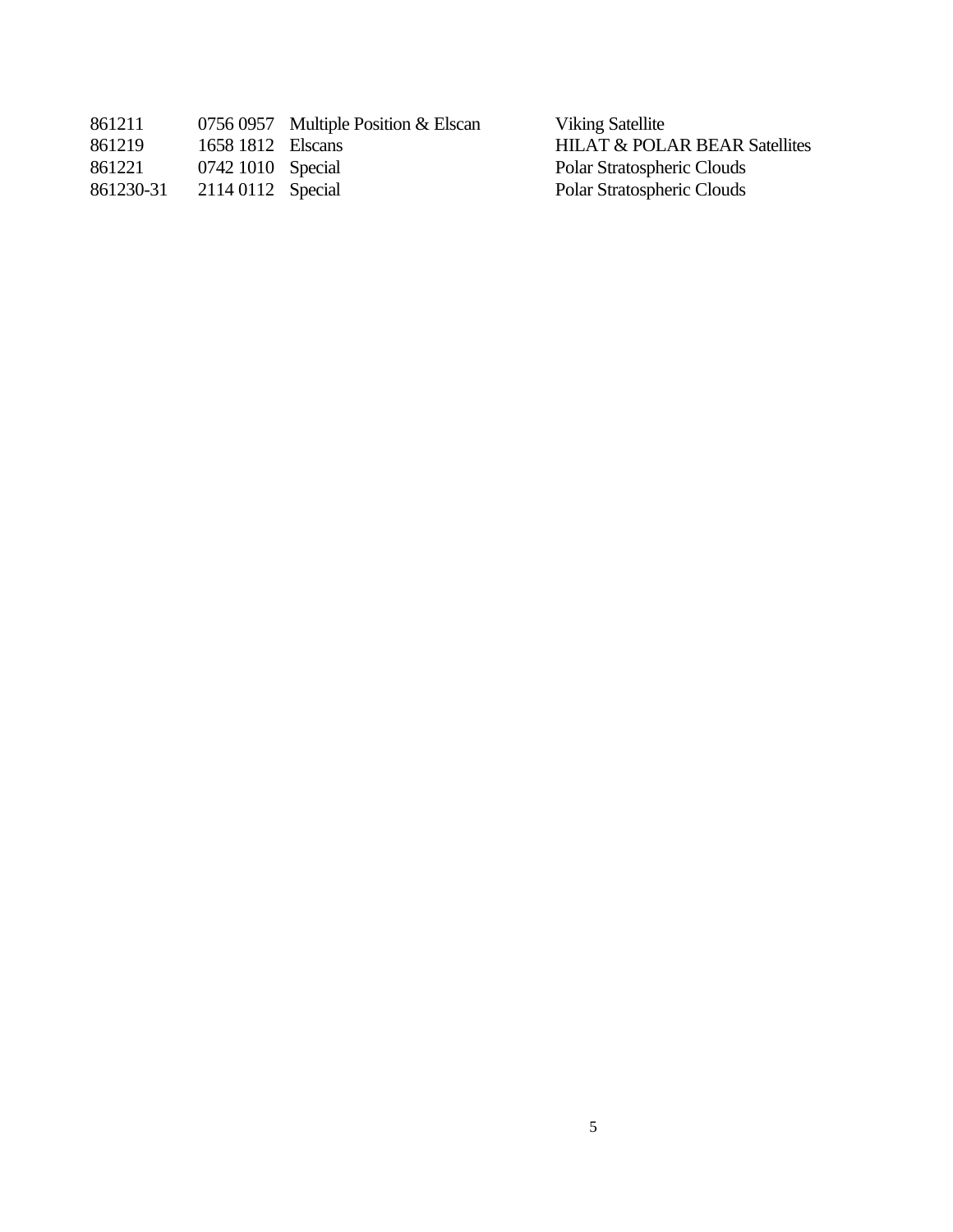| | | | | |
|---|---|---|---|---|
| 861211 | 0756 | 0957 | Multiple Position & Elscan | Viking Satellite |
| 861219 | 1658 | 1812 | Elscans | HILAT & POLAR BEAR Satellites |
| 861221 | 0742 | 1010 | Special | Polar Stratospheric Clouds |
| 861230-31 | 2114 | 0112 | Special | Polar Stratospheric Clouds |